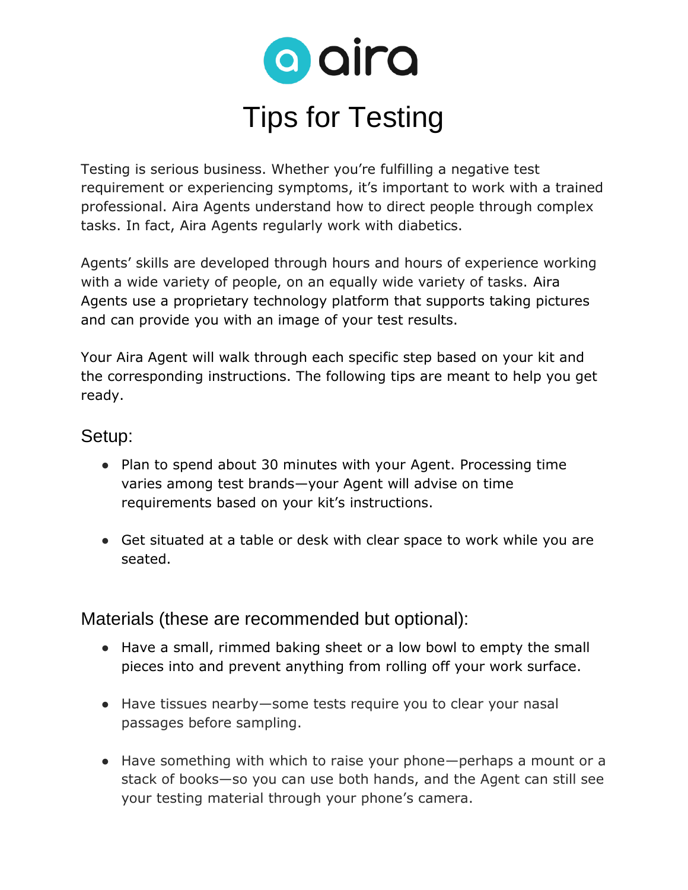# aira

# Tips for Testing

Testing is serious business. Whether you're fulfilling a negative test requirement or experiencing symptoms, it's important to work with a trained professional. Aira Agents understand how to direct people through complex tasks. In fact, Aira Agents regularly work with diabetics.

Agents' skills are developed through hours and hours of experience working with a wide variety of people, on an equally wide variety of tasks. Aira Agents use a proprietary technology platform that supports taking pictures and can provide you with an image of your test results.

Your Aira Agent will walk through each specific step based on your kit and the corresponding instructions. The following tips are meant to help you get ready.

## Setup:

- Plan to spend about 30 minutes with your Agent. Processing time varies among test brands—your Agent will advise on time requirements based on your kit's instructions.
- Get situated at a table or desk with clear space to work while you are seated.

## Materials (these are recommended but optional):

- Have a small, rimmed baking sheet or a low bowl to empty the small pieces into and prevent anything from rolling off your work surface.
- Have tissues nearby—some tests require you to clear your nasal passages before sampling.
- Have something with which to raise your phone—perhaps a mount or a stack of books—so you can use both hands, and the Agent can still see your testing material through your phone's camera.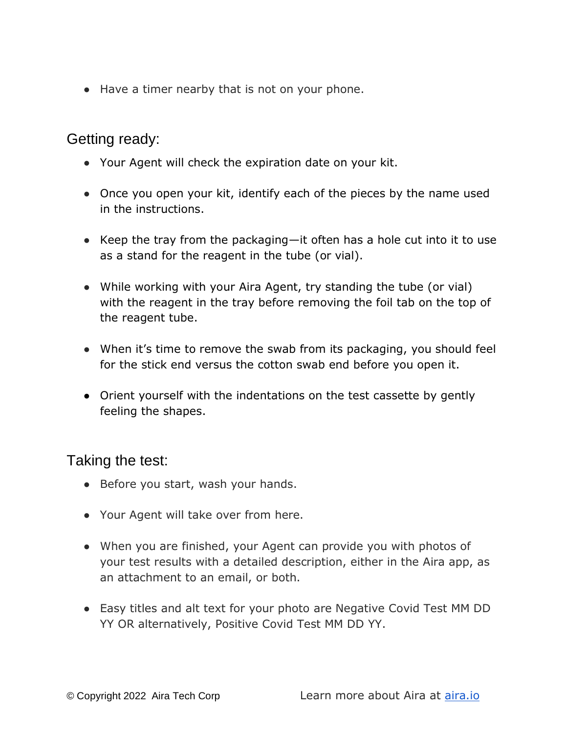- Have a timer nearby that is not on your phone.

## Getting ready:

- Your Agent will check the expiration date on your kit.
- Once you open your kit, identify each of the pieces by the name used in the instructions.
- Keep the tray from the packaging—it often has a hole cut into it to use as a stand for the reagent in the tube (or vial).
- While working with your Aira Agent, try standing the tube (or vial) with the reagent in the tray before removing the foil tab on the top of the reagent tube.
- When it's time to remove the swab from its packaging, you should feel for the stick end versus the cotton swab end before you open it.
- Orient yourself with the indentations on the test cassette by gently feeling the shapes.

## Taking the test:

- Before you start, wash your hands.
- Your Agent will take over from here.
- When you are finished, your Agent can provide you with photos of your test results with a detailed description, either in the Aira app, as an attachment to an email, or both.
- Easy titles and alt text for your photo are Negative Covid Test MM DD YY OR alternatively, Positive Covid Test MM DD YY.

© Copyright 2022 Aira Tech Corp Learn more about Aira at [aira.io](aira.io)